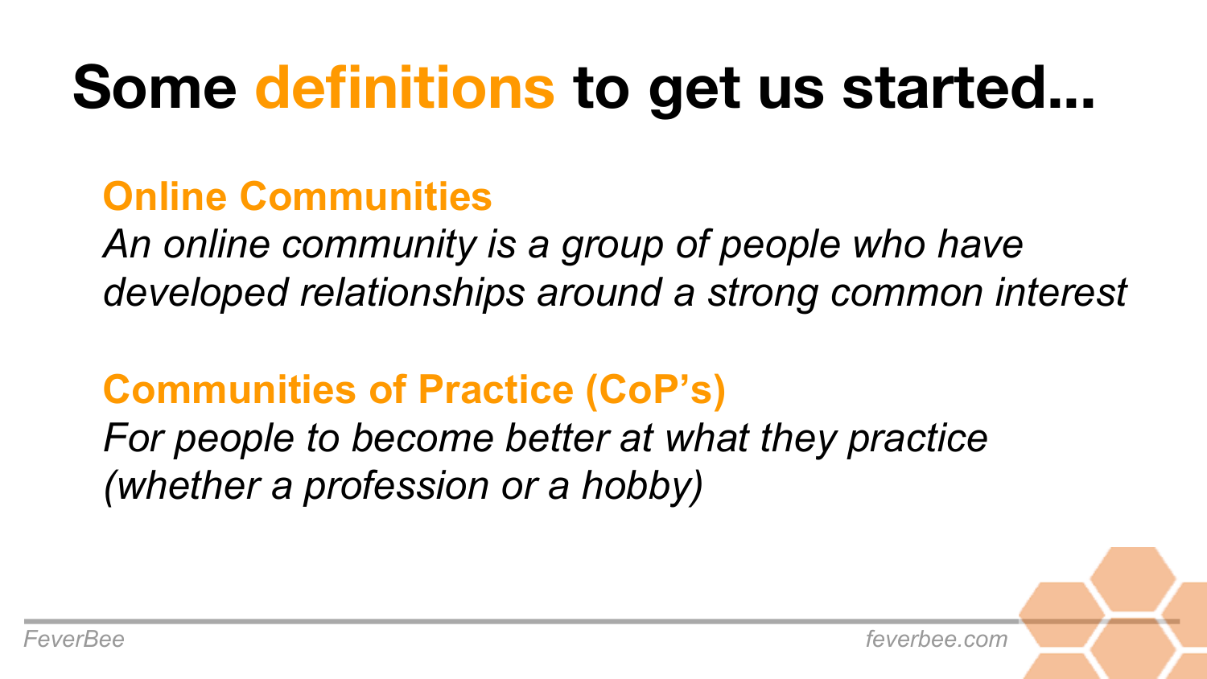# Some definitions to get us started...

## Online Communities

*An online community is a group of people who have developed relationships around a strong common interest*

## Communities of Practice (CoP's)

*For people to become better at what they practice (whether a profession or a hobby)*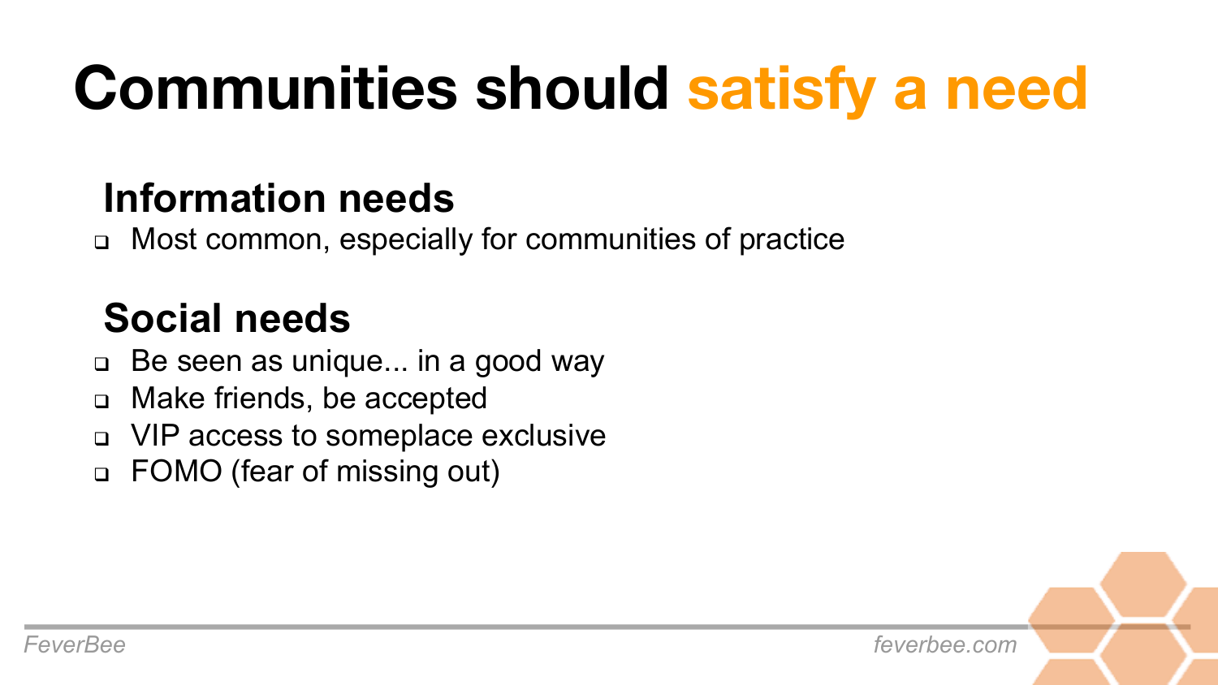# Communities should satisfy a need

## Information needs

- Most common, especially for communities of practice

## Social needs

- Be seen as unique... in a good way
- Make friends, be accepted
- VIP access to someplace exclusive
- FOMO (fear of missing out)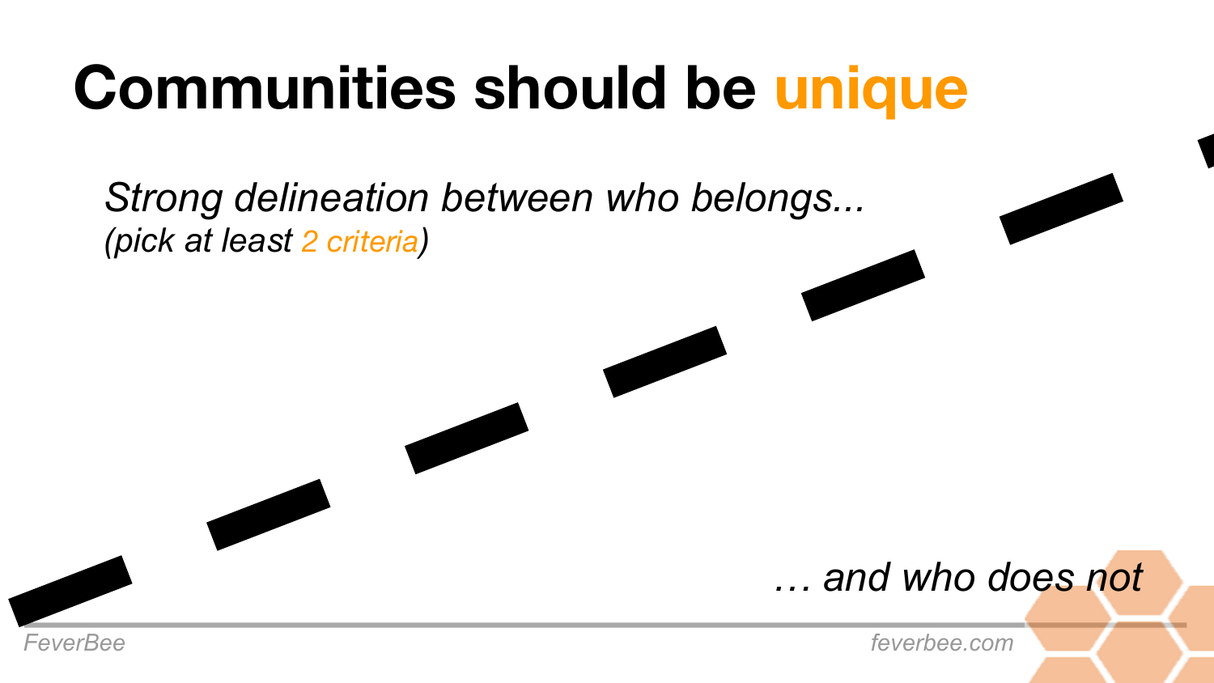# Communities should be unique

*Strong delineation between who belongs...*
*(pick at least 2 criteria)*

*… and who does not*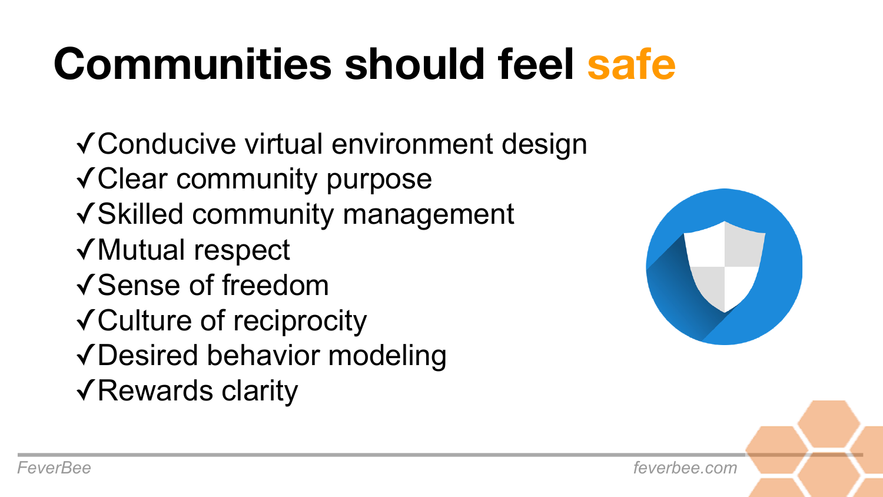# Communities should feel safe

- ✓Conducive virtual environment design
- ✓Clear community purpose
- ✓Skilled community management
- ✓Mutual respect
- ✓Sense of freedom
- ✓Culture of reciprocity
- ✓Desired behavior modeling
- ✓Rewards clarity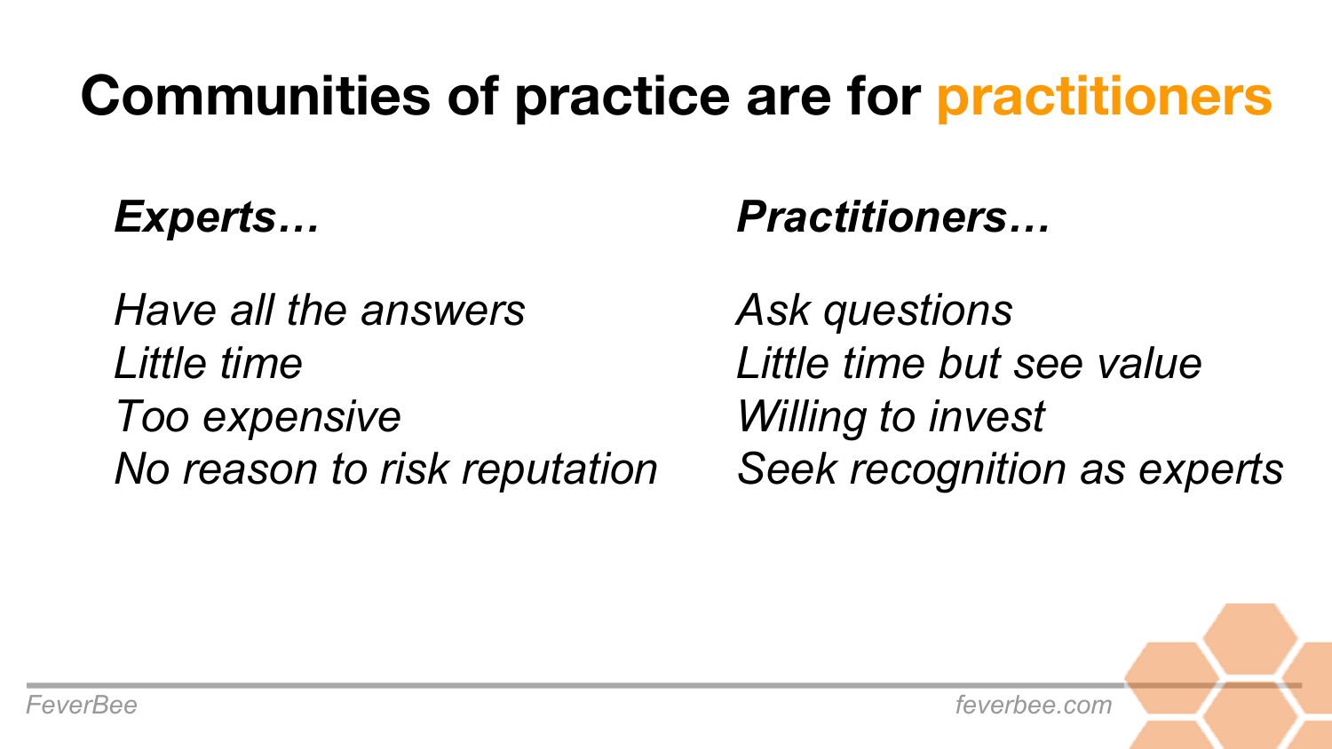# Communities of practice are for practitioners

| ***Experts…*** | ***Practitioners…*** |
| --- | --- |
| *Have all the answers* | *Ask questions* |
| *Little time* | *Little time but see value* |
| *Too expensive* | *Willing to invest* |
| *No reason to risk reputation* | *Seek recognition as experts* |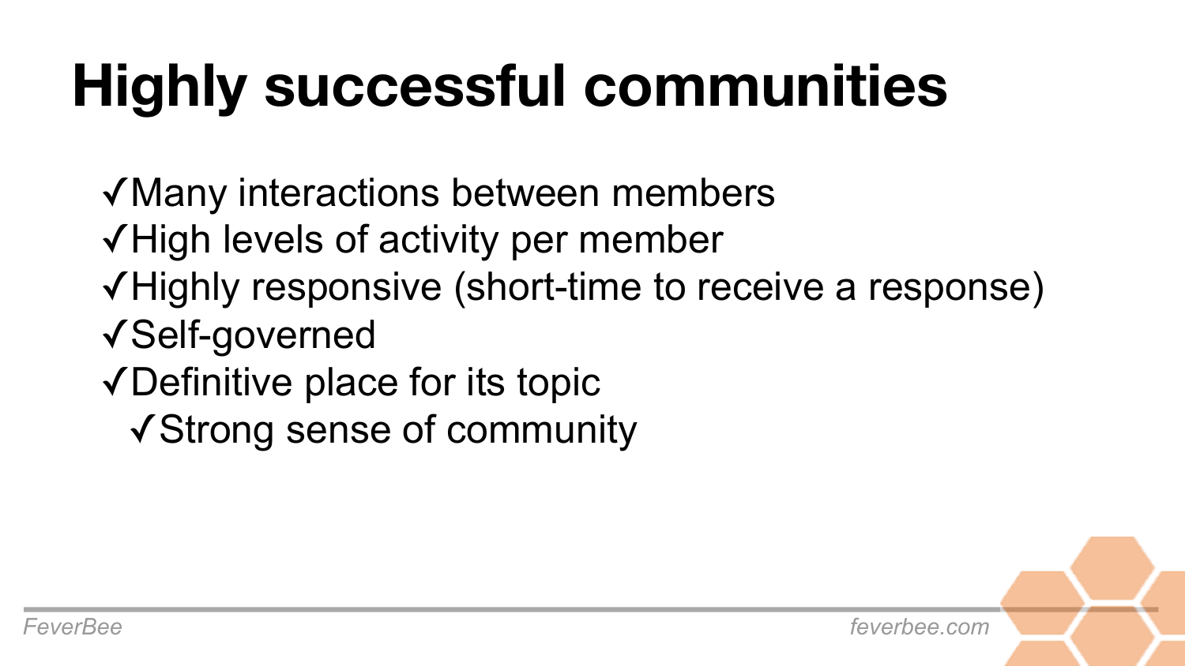# Highly successful communities

- ✓ Many interactions between members
- ✓ High levels of activity per member
- ✓ Highly responsive (short-time to receive a response)
- ✓ Self-governed
- ✓ Definitive place for its topic
  - ✓ Strong sense of community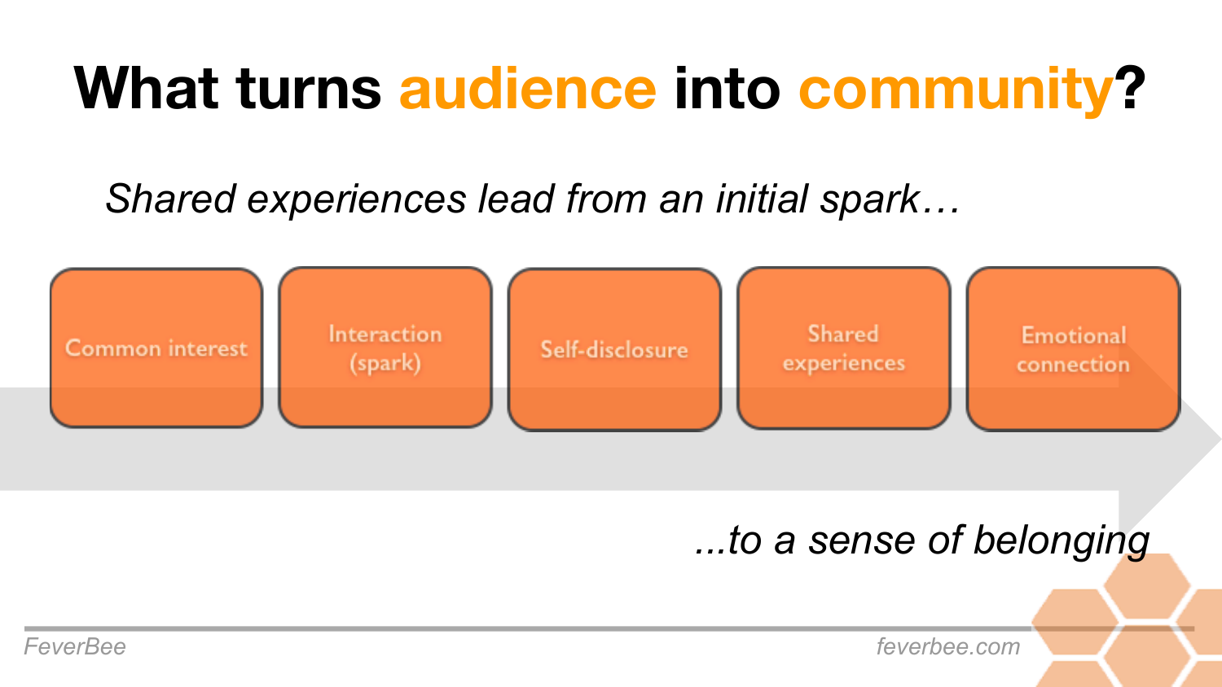# What turns audience into community?

*Shared experiences lead from an initial spark…*

1. Common interest
2. Interaction (spark)
3. Self-disclosure
4. Shared experiences
5. Emotional connection

*...to a sense of belonging*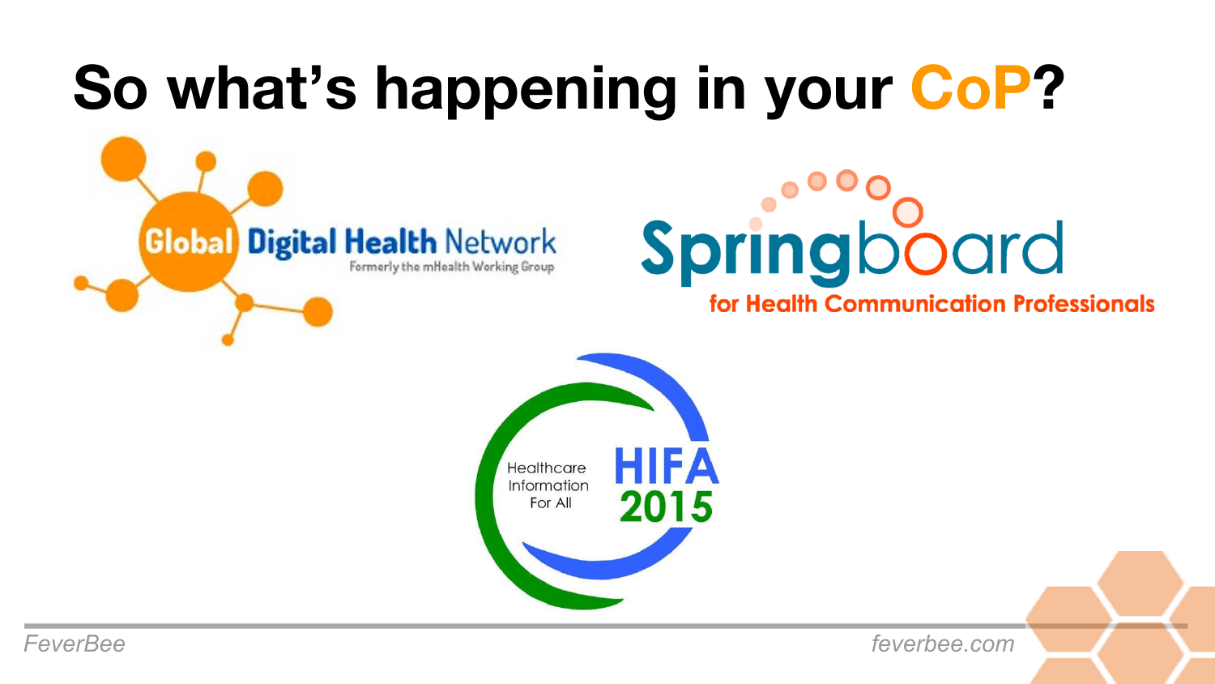# So what's happening in your CoP?

Global Digital Health Network

Formerly the mHealth Working Group

Springboard

for Health Communication Professionals

Healthcare Information For All

HIFA 2015